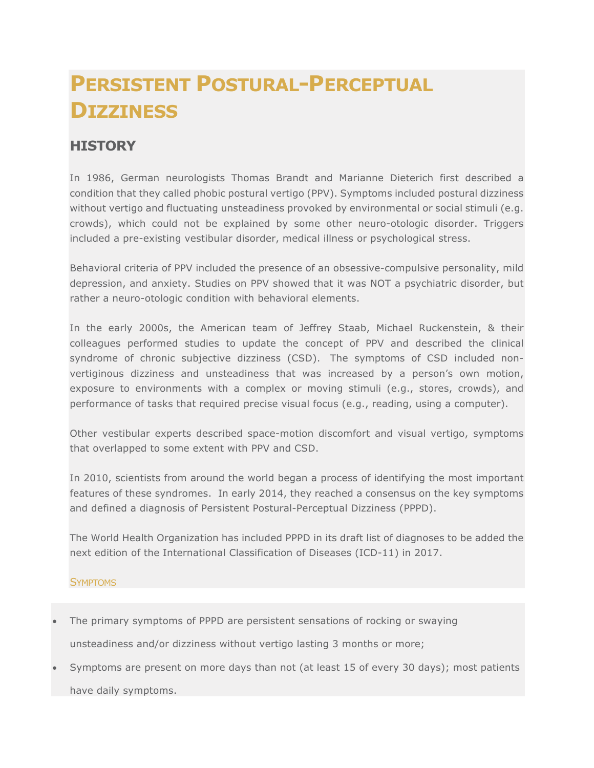# Persistent Postural-Perceptual Dizziness

## HISTORY

In 1986, German neurologists Thomas Brandt and Marianne Dieterich first described a condition that they called phobic postural vertigo (PPV). Symptoms included postural dizziness without vertigo and fluctuating unsteadiness provoked by environmental or social stimuli (e.g. crowds), which could not be explained by some other neuro-otologic disorder. Triggers included a pre-existing vestibular disorder, medical illness or psychological stress.

Behavioral criteria of PPV included the presence of an obsessive-compulsive personality, mild depression, and anxiety. Studies on PPV showed that it was NOT a psychiatric disorder, but rather a neuro-otologic condition with behavioral elements.

In the early 2000s, the American team of Jeffrey Staab, Michael Ruckenstein, & their colleagues performed studies to update the concept of PPV and described the clinical syndrome of chronic subjective dizziness (CSD). The symptoms of CSD included non-vertiginous dizziness and unsteadiness that was increased by a person's own motion, exposure to environments with a complex or moving stimuli (e.g., stores, crowds), and performance of tasks that required precise visual focus (e.g., reading, using a computer).

Other vestibular experts described space-motion discomfort and visual vertigo, symptoms that overlapped to some extent with PPV and CSD.

In 2010, scientists from around the world began a process of identifying the most important features of these syndromes. In early 2014, they reached a consensus on the key symptoms and defined a diagnosis of Persistent Postural-Perceptual Dizziness (PPPD).

The World Health Organization has included PPPD in its draft list of diagnoses to be added the next edition of the International Classification of Diseases (ICD-11) in 2017.

### Symptoms

- The primary symptoms of PPPD are persistent sensations of rocking or swaying unsteadiness and/or dizziness without vertigo lasting 3 months or more;
- Symptoms are present on more days than not (at least 15 of every 30 days); most patients have daily symptoms.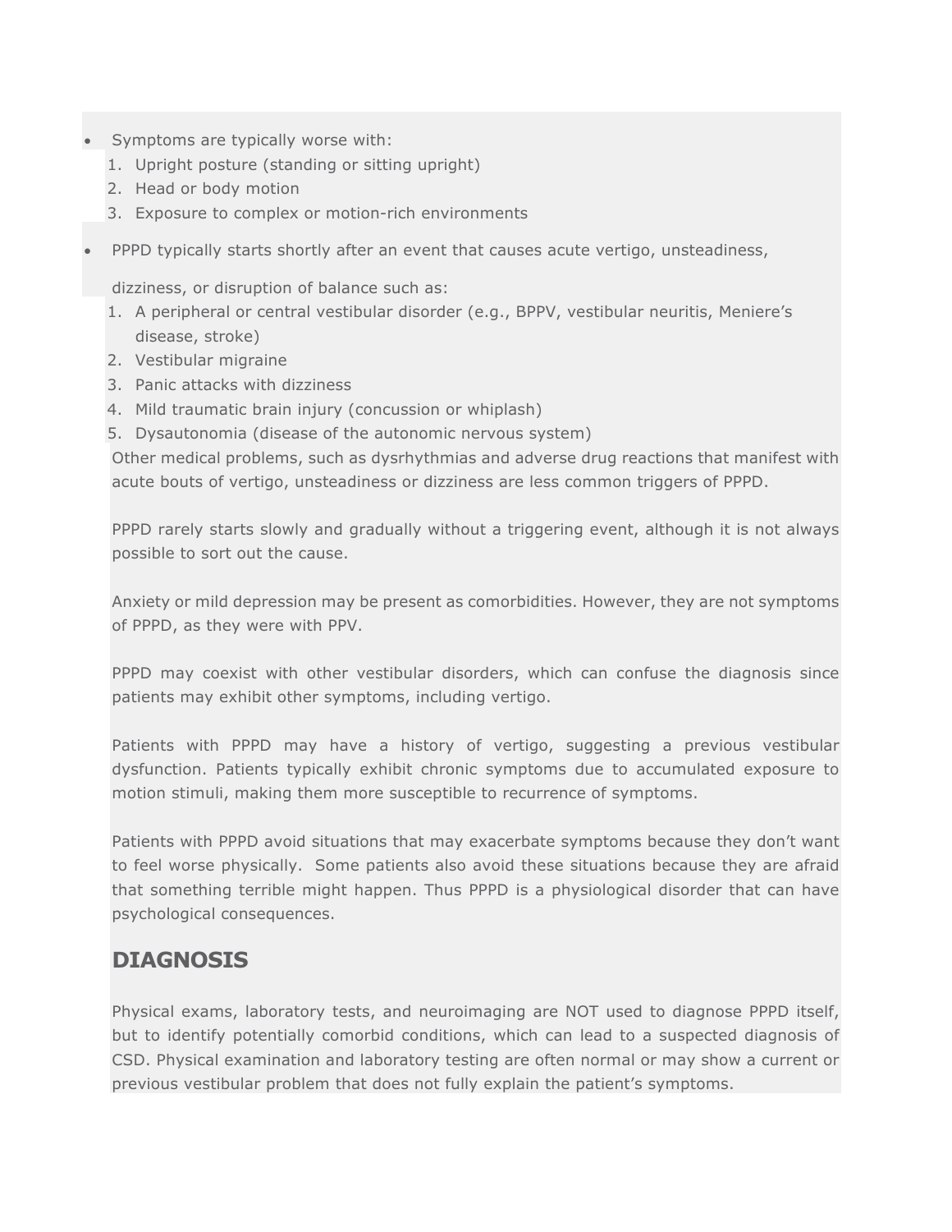- Symptoms are typically worse with:
  1. Upright posture (standing or sitting upright)
  2. Head or body motion
  3. Exposure to complex or motion-rich environments

- PPPD typically starts shortly after an event that causes acute vertigo, unsteadiness, dizziness, or disruption of balance such as:
  1. A peripheral or central vestibular disorder (e.g., BPPV, vestibular neuritis, Meniere's disease, stroke)
  2. Vestibular migraine
  3. Panic attacks with dizziness
  4. Mild traumatic brain injury (concussion or whiplash)
  5. Dysautonomia (disease of the autonomic nervous system)

  Other medical problems, such as dysrhythmias and adverse drug reactions that manifest with acute bouts of vertigo, unsteadiness or dizziness are less common triggers of PPPD.

  PPPD rarely starts slowly and gradually without a triggering event, although it is not always possible to sort out the cause.

  Anxiety or mild depression may be present as comorbidities. However, they are not symptoms of PPPD, as they were with PPV.

  PPPD may coexist with other vestibular disorders, which can confuse the diagnosis since patients may exhibit other symptoms, including vertigo.

  Patients with PPPD may have a history of vertigo, suggesting a previous vestibular dysfunction. Patients typically exhibit chronic symptoms due to accumulated exposure to motion stimuli, making them more susceptible to recurrence of symptoms.

  Patients with PPPD avoid situations that may exacerbate symptoms because they don't want to feel worse physically. Some patients also avoid these situations because they are afraid that something terrible might happen. Thus PPPD is a physiological disorder that can have psychological consequences.

## DIAGNOSIS

Physical exams, laboratory tests, and neuroimaging are NOT used to diagnose PPPD itself, but to identify potentially comorbid conditions, which can lead to a suspected diagnosis of CSD. Physical examination and laboratory testing are often normal or may show a current or previous vestibular problem that does not fully explain the patient's symptoms.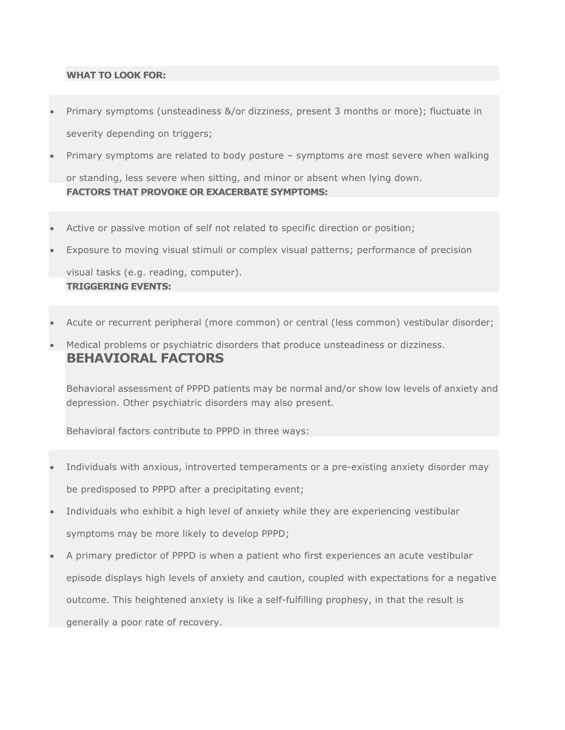**WHAT TO LOOK FOR:**

- Primary symptoms (unsteadiness &/or dizziness, present 3 months or more); fluctuate in severity depending on triggers;
- Primary symptoms are related to body posture – symptoms are most severe when walking or standing, less severe when sitting, and minor or absent when lying down.

**FACTORS THAT PROVOKE OR EXACERBATE SYMPTOMS:**

- Active or passive motion of self not related to specific direction or position;
- Exposure to moving visual stimuli or complex visual patterns; performance of precision visual tasks (e.g. reading, computer).

**TRIGGERING EVENTS:**

- Acute or recurrent peripheral (more common) or central (less common) vestibular disorder;
- Medical problems or psychiatric disorders that produce unsteadiness or dizziness.

## BEHAVIORAL FACTORS

Behavioral assessment of PPPD patients may be normal and/or show low levels of anxiety and depression. Other psychiatric disorders may also present.

Behavioral factors contribute to PPPD in three ways:

- Individuals with anxious, introverted temperaments or a pre-existing anxiety disorder may be predisposed to PPPD after a precipitating event;
- Individuals who exhibit a high level of anxiety while they are experiencing vestibular symptoms may be more likely to develop PPPD;
- A primary predictor of PPPD is when a patient who first experiences an acute vestibular episode displays high levels of anxiety and caution, coupled with expectations for a negative outcome. This heightened anxiety is like a self-fulfilling prophesy, in that the result is generally a poor rate of recovery.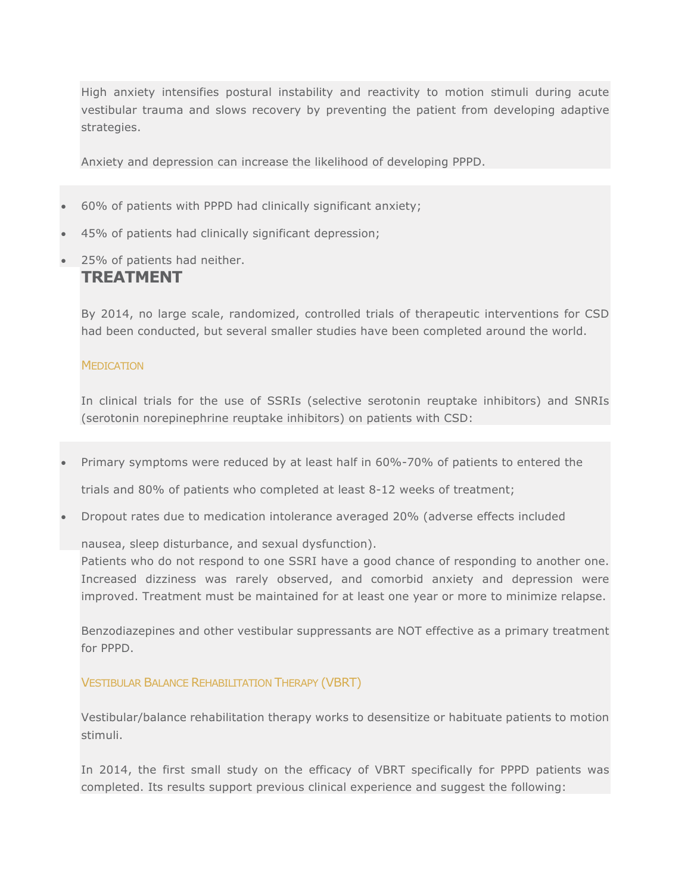High anxiety intensifies postural instability and reactivity to motion stimuli during acute vestibular trauma and slows recovery by preventing the patient from developing adaptive strategies.

Anxiety and depression can increase the likelihood of developing PPPD.

- 60% of patients with PPPD had clinically significant anxiety;
- 45% of patients had clinically significant depression;
- 25% of patients had neither.

## TREATMENT

By 2014, no large scale, randomized, controlled trials of therapeutic interventions for CSD had been conducted, but several smaller studies have been completed around the world.

### Medication

In clinical trials for the use of SSRIs (selective serotonin reuptake inhibitors) and SNRIs (serotonin norepinephrine reuptake inhibitors) on patients with CSD:

- Primary symptoms were reduced by at least half in 60%-70% of patients to entered the trials and 80% of patients who completed at least 8-12 weeks of treatment;
- Dropout rates due to medication intolerance averaged 20% (adverse effects included nausea, sleep disturbance, and sexual dysfunction).

Patients who do not respond to one SSRI have a good chance of responding to another one. Increased dizziness was rarely observed, and comorbid anxiety and depression were improved. Treatment must be maintained for at least one year or more to minimize relapse.

Benzodiazepines and other vestibular suppressants are NOT effective as a primary treatment for PPPD.

### Vestibular Balance Rehabilitation Therapy (VBRT)

Vestibular/balance rehabilitation therapy works to desensitize or habituate patients to motion stimuli.

In 2014, the first small study on the efficacy of VBRT specifically for PPPD patients was completed. Its results support previous clinical experience and suggest the following: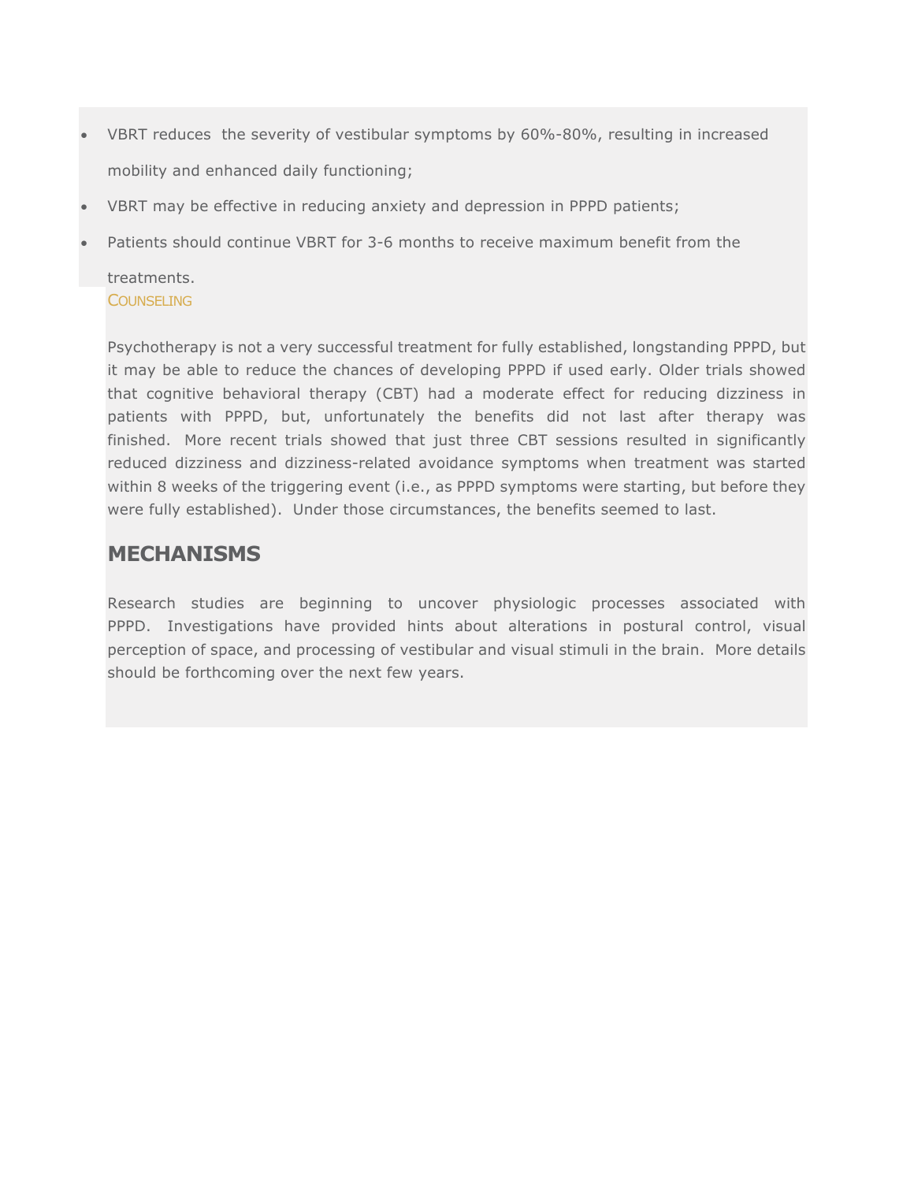- VBRT reduces the severity of vestibular symptoms by 60%-80%, resulting in increased mobility and enhanced daily functioning;
- VBRT may be effective in reducing anxiety and depression in PPPD patients;
- Patients should continue VBRT for 3-6 months to receive maximum benefit from the treatments.

### COUNSELING

Psychotherapy is not a very successful treatment for fully established, longstanding PPPD, but it may be able to reduce the chances of developing PPPD if used early. Older trials showed that cognitive behavioral therapy (CBT) had a moderate effect for reducing dizziness in patients with PPPD, but, unfortunately the benefits did not last after therapy was finished. More recent trials showed that just three CBT sessions resulted in significantly reduced dizziness and dizziness-related avoidance symptoms when treatment was started within 8 weeks of the triggering event (i.e., as PPPD symptoms were starting, but before they were fully established). Under those circumstances, the benefits seemed to last.

## MECHANISMS

Research studies are beginning to uncover physiologic processes associated with PPPD. Investigations have provided hints about alterations in postural control, visual perception of space, and processing of vestibular and visual stimuli in the brain. More details should be forthcoming over the next few years.